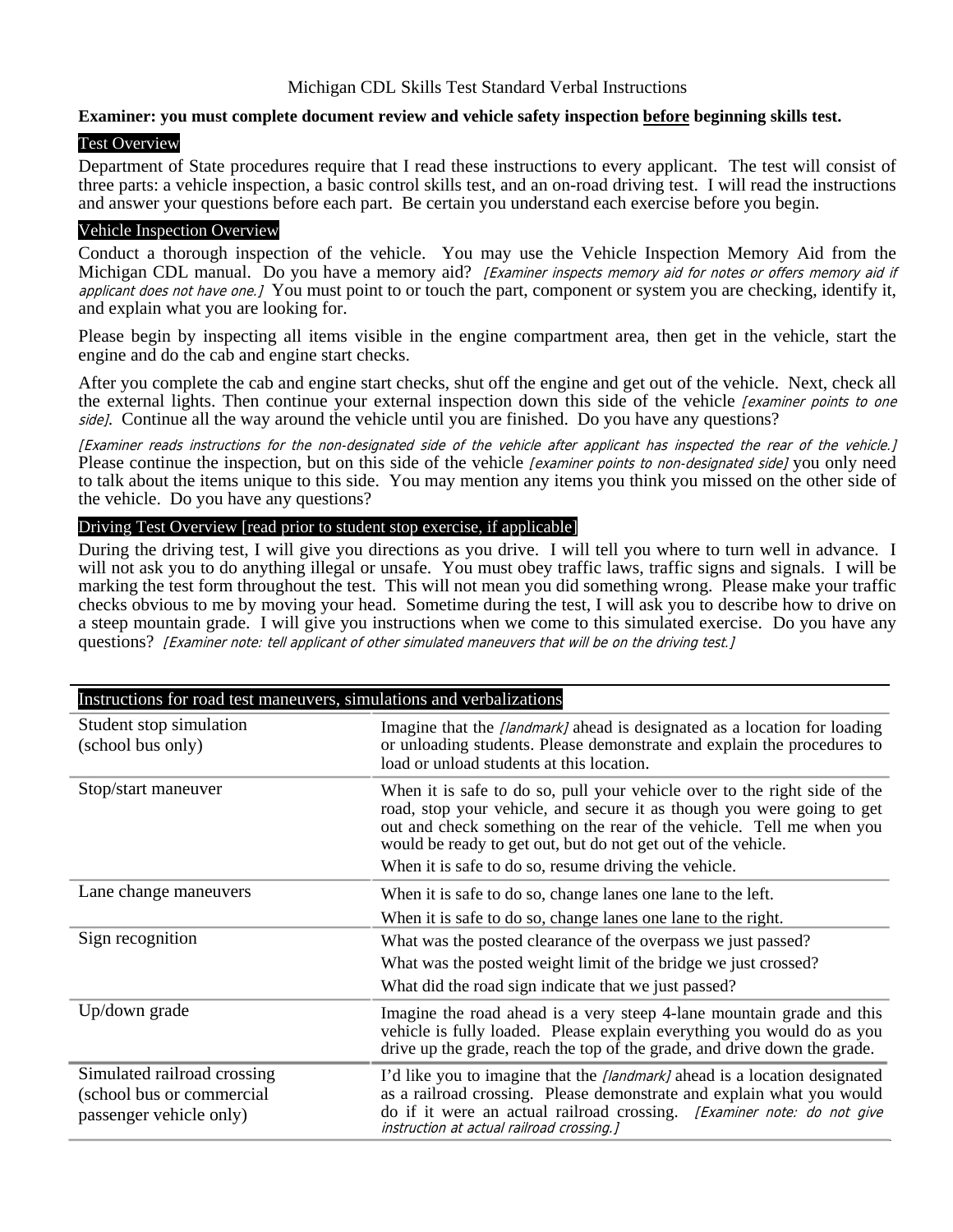# Michigan CDL Skills Test Standard Verbal Instructions

**Examiner: you must complete document review and vehicle safety inspection <u>before</u> beginning skills test.**

## Test Overview

Department of State procedures require that I read these instructions to every applicant. The test will consist of three parts: a vehicle inspection, a basic control skills test, and an on-road driving test. I will read the instructions and answer your questions before each part. Be certain you understand each exercise before you begin.

## Vehicle Inspection Overview

Conduct a thorough inspection of the vehicle. You may use the Vehicle Inspection Memory Aid from the Michigan CDL manual. Do you have a memory aid? *[Examiner inspects memory aid for notes or offers memory aid if applicant does not have one.]* You must point to or touch the part, component or system you are checking, identify it, and explain what you are looking for.

Please begin by inspecting all items visible in the engine compartment area, then get in the vehicle, start the engine and do the cab and engine start checks.

After you complete the cab and engine start checks, shut off the engine and get out of the vehicle. Next, check all the external lights. Then continue your external inspection down this side of the vehicle *[examiner points to one side]*. Continue all the way around the vehicle until you are finished. Do you have any questions?

*[Examiner reads instructions for the non-designated side of the vehicle after applicant has inspected the rear of the vehicle.]* Please continue the inspection, but on this side of the vehicle *[examiner points to non-designated side]* you only need to talk about the items unique to this side. You may mention any items you think you missed on the other side of the vehicle. Do you have any questions?

## Driving Test Overview [read prior to student stop exercise, if applicable]

During the driving test, I will give you directions as you drive. I will tell you where to turn well in advance. I will not ask you to do anything illegal or unsafe. You must obey traffic laws, traffic signs and signals. I will be marking the test form throughout the test. This will not mean you did something wrong. Please make your traffic checks obvious to me by moving your head. Sometime during the test, I will ask you to describe how to drive on a steep mountain grade. I will give you instructions when we come to this simulated exercise. Do you have any questions? *[Examiner note: tell applicant of other simulated maneuvers that will be on the driving test.]*

| Instructions for road test maneuvers, simulations and verbalizations | |
|---|---|
| Student stop simulation (school bus only) | Imagine that the *[landmark]* ahead is designated as a location for loading or unloading students. Please demonstrate and explain the procedures to load or unload students at this location. |
| Stop/start maneuver | When it is safe to do so, pull your vehicle over to the right side of the road, stop your vehicle, and secure it as though you were going to get out and check something on the rear of the vehicle. Tell me when you would be ready to get out, but do not get out of the vehicle.<br>When it is safe to do so, resume driving the vehicle. |
| Lane change maneuvers | When it is safe to do so, change lanes one lane to the left.<br>When it is safe to do so, change lanes one lane to the right. |
| Sign recognition | What was the posted clearance of the overpass we just passed?<br>What was the posted weight limit of the bridge we just crossed?<br>What did the road sign indicate that we just passed? |
| Up/down grade | Imagine the road ahead is a very steep 4-lane mountain grade and this vehicle is fully loaded. Please explain everything you would do as you drive up the grade, reach the top of the grade, and drive down the grade. |
| Simulated railroad crossing (school bus or commercial passenger vehicle only) | I'd like you to imagine that the *[landmark]* ahead is a location designated as a railroad crossing. Please demonstrate and explain what you would do if it were an actual railroad crossing. *[Examiner note: do not give instruction at actual railroad crossing.]* |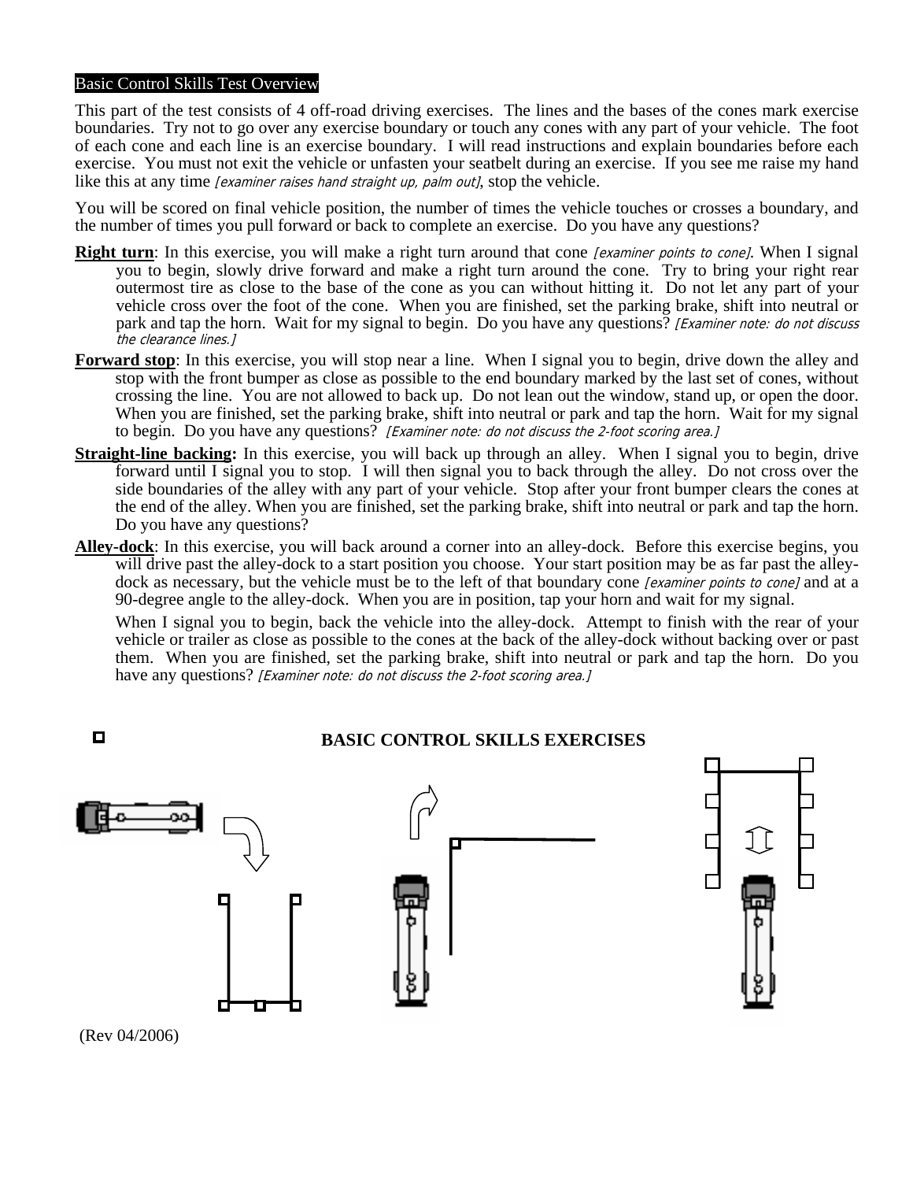Basic Control Skills Test Overview

This part of the test consists of 4 off-road driving exercises. The lines and the bases of the cones mark exercise boundaries. Try not to go over any exercise boundary or touch any cones with any part of your vehicle. The foot of each cone and each line is an exercise boundary. I will read instructions and explain boundaries before each exercise. You must not exit the vehicle or unfasten your seatbelt during an exercise. If you see me raise my hand like this at any time *[examiner raises hand straight up, palm out]*, stop the vehicle.

You will be scored on final vehicle position, the number of times the vehicle touches or crosses a boundary, and the number of times you pull forward or back to complete an exercise. Do you have any questions?

**Right turn**: In this exercise, you will make a right turn around that cone *[examiner points to cone]*. When I signal you to begin, slowly drive forward and make a right turn around the cone. Try to bring your right rear outermost tire as close to the base of the cone as you can without hitting it. Do not let any part of your vehicle cross over the foot of the cone. When you are finished, set the parking brake, shift into neutral or park and tap the horn. Wait for my signal to begin. Do you have any questions? *[Examiner note: do not discuss the clearance lines.]*

**Forward stop**: In this exercise, you will stop near a line. When I signal you to begin, drive down the alley and stop with the front bumper as close as possible to the end boundary marked by the last set of cones, without crossing the line. You are not allowed to back up. Do not lean out the window, stand up, or open the door. When you are finished, set the parking brake, shift into neutral or park and tap the horn. Wait for my signal to begin. Do you have any questions? *[Examiner note: do not discuss the 2-foot scoring area.]*

**Straight-line backing:** In this exercise, you will back up through an alley. When I signal you to begin, drive forward until I signal you to stop. I will then signal you to back through the alley. Do not cross over the side boundaries of the alley with any part of your vehicle. Stop after your front bumper clears the cones at the end of the alley. When you are finished, set the parking brake, shift into neutral or park and tap the horn. Do you have any questions?

**Alley-dock**: In this exercise, you will back around a corner into an alley-dock. Before this exercise begins, you will drive past the alley-dock to a start position you choose. Your start position may be as far past the alley-dock as necessary, but the vehicle must be to the left of that boundary cone *[examiner points to cone]* and at a 90-degree angle to the alley-dock. When you are in position, tap your horn and wait for my signal.

When I signal you to begin, back the vehicle into the alley-dock. Attempt to finish with the rear of your vehicle or trailer as close as possible to the cones at the back of the alley-dock without backing over or past them. When you are finished, set the parking brake, shift into neutral or park and tap the horn. Do you have any questions? *[Examiner note: do not discuss the 2-foot scoring area.]*

**BASIC CONTROL SKILLS EXERCISES**

(Rev 04/2006)